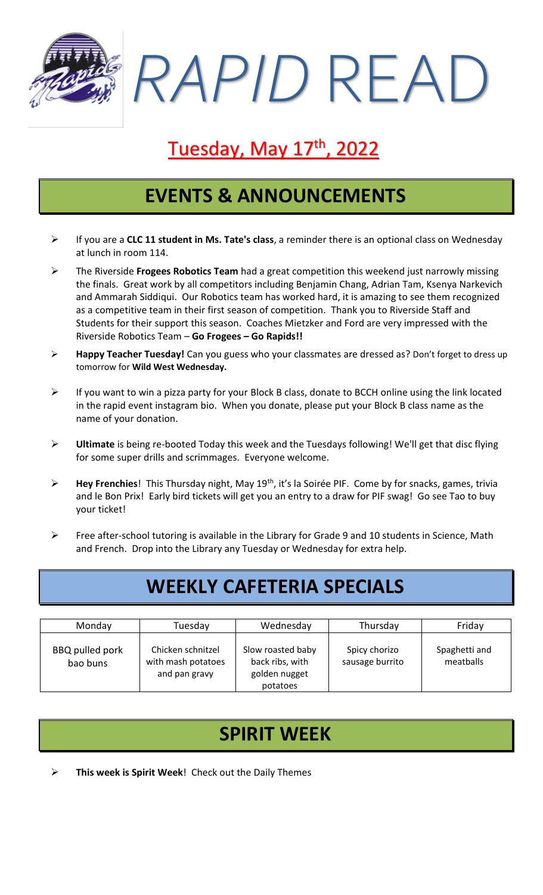# *RAPID* READ

## Tuesday, May 17th, 2022

## EVENTS & ANNOUNCEMENTS

- If you are a **CLC 11 student in Ms. Tate's class**, a reminder there is an optional class on Wednesday at lunch in room 114.
- The Riverside **Frogees Robotics Team** had a great competition this weekend just narrowly missing the finals. Great work by all competitors including Benjamin Chang, Adrian Tam, Ksenya Narkevich and Ammarah Siddiqui. Our Robotics team has worked hard, it is amazing to see them recognized as a competitive team in their first season of competition. Thank you to Riverside Staff and Students for their support this season. Coaches Mietzker and Ford are very impressed with the Riverside Robotics Team – **Go Frogees – Go Rapids!!**
- **Happy Teacher Tuesday!** Can you guess who your classmates are dressed as? Don't forget to dress up tomorrow for **Wild West Wednesday.**
- If you want to win a pizza party for your Block B class, donate to BCCH online using the link located in the rapid event instagram bio. When you donate, please put your Block B class name as the name of your donation.
- **Ultimate** is being re-booted Today this week and the Tuesdays following! We'll get that disc flying for some super drills and scrimmages. Everyone welcome.
- **Hey Frenchies**! This Thursday night, May 19th, it's la Soirée PIF. Come by for snacks, games, trivia and le Bon Prix! Early bird tickets will get you an entry to a draw for PIF swag! Go see Tao to buy your ticket!
- Free after-school tutoring is available in the Library for Grade 9 and 10 students in Science, Math and French. Drop into the Library any Tuesday or Wednesday for extra help.

## WEEKLY CAFETERIA SPECIALS

| Monday | Tuesday | Wednesday | Thursday | Friday |
|---|---|---|---|---|
| BBQ pulled pork bao buns | Chicken schnitzel with mash potatoes and pan gravy | Slow roasted baby back ribs, with golden nugget potatoes | Spicy chorizo sausage burrito | Spaghetti and meatballs |

## SPIRIT WEEK

- **This week is Spirit Week**! Check out the Daily Themes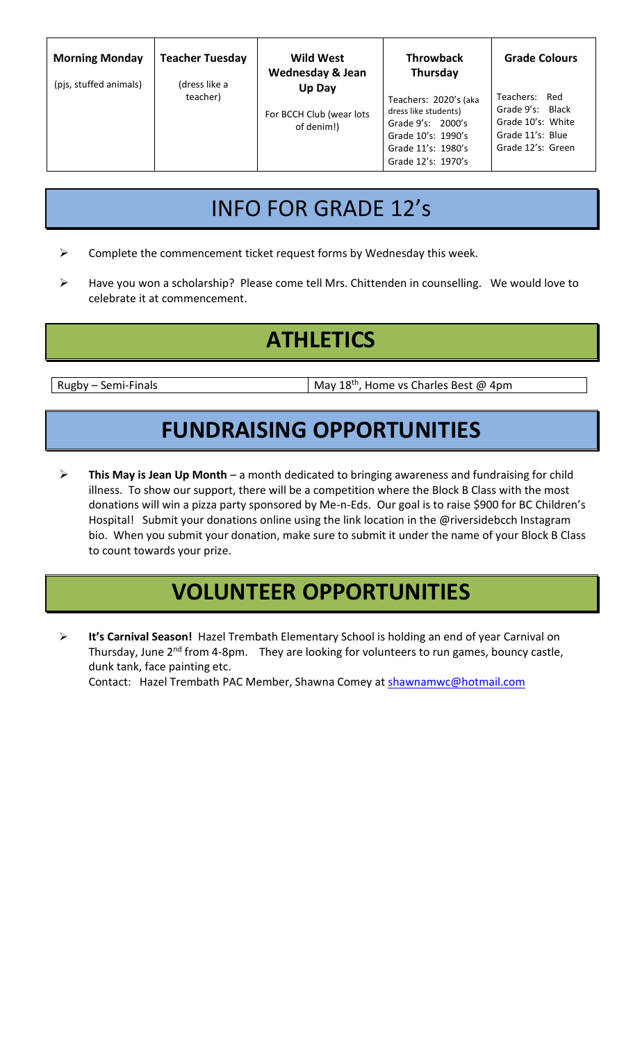| Morning Monday | Teacher Tuesday | Wild West Wednesday & Jean Up Day | Throwback Thursday | Grade Colours |
|---|---|---|---|---|
| (pjs, stuffed animals) | (dress like a teacher) | For BCCH Club (wear lots of denim!) | Teachers: 2020's (aka dress like students)<br>Grade 9's: 2000's<br>Grade 10's: 1990's<br>Grade 11's: 1980's<br>Grade 12's: 1970's | Teachers: Red<br>Grade 9's: Black<br>Grade 10's: White<br>Grade 11's: Blue<br>Grade 12's: Green |

# INFO FOR GRADE 12's

- Complete the commencement ticket request forms by Wednesday this week.
- Have you won a scholarship? Please come tell Mrs. Chittenden in counselling. We would love to celebrate it at commencement.

# ATHLETICS

| | |
|---|---|
| Rugby – Semi-Finals | May 18th, Home vs Charles Best @ 4pm |

# FUNDRAISING OPPORTUNITIES

- **This May is Jean Up Month** – a month dedicated to bringing awareness and fundraising for child illness. To show our support, there will be a competition where the Block B Class with the most donations will win a pizza party sponsored by Me-n-Eds. Our goal is to raise $900 for BC Children's Hospital! Submit your donations online using the link location in the @riversidebcch Instagram bio. When you submit your donation, make sure to submit it under the name of your Block B Class to count towards your prize.

# VOLUNTEER OPPORTUNITIES

- **It's Carnival Season!** Hazel Trembath Elementary School is holding an end of year Carnival on Thursday, June 2nd from 4-8pm. They are looking for volunteers to run games, bouncy castle, dunk tank, face painting etc.
  Contact: Hazel Trembath PAC Member, Shawna Comey at shawnamwc@hotmail.com